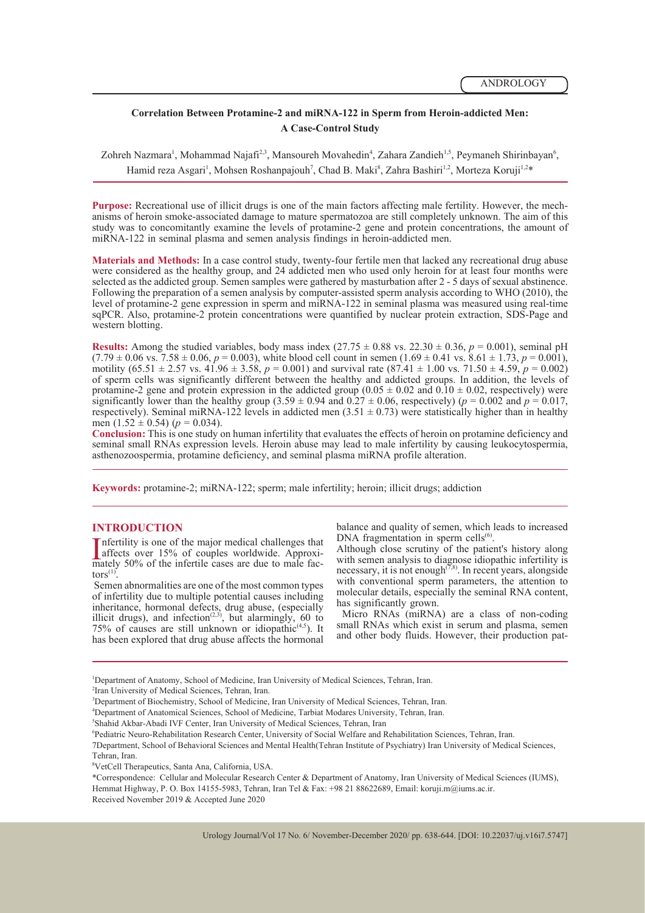ANDROLOGY

# Correlation Between Protamine-2 and miRNA-122 in Sperm from Heroin-addicted Men: A Case-Control Study

Zohreh Nazmara[1], Mohammad Najafi[2,3], Mansoureh Movahedin[4], Zahara Zandieh[1,5], Peymaneh Shirinbayan[6], Hamid reza Asgari[1], Mohsen Roshanpajouh[7], Chad B. Maki[8], Zahra Bashiri[1,2], Morteza Koruji[1,2]*

**Purpose:** Recreational use of illicit drugs is one of the main factors affecting male fertility. However, the mechanisms of heroin smoke-associated damage to mature spermatozoa are still completely unknown. The aim of this study was to concomitantly examine the levels of protamine-2 gene and protein concentrations, the amount of miRNA-122 in seminal plasma and semen analysis findings in heroin-addicted men.

**Materials and Methods:** In a case control study, twenty-four fertile men that lacked any recreational drug abuse were considered as the healthy group, and 24 addicted men who used only heroin for at least four months were selected as the addicted group. Semen samples were gathered by masturbation after 2 - 5 days of sexual abstinence. Following the preparation of a semen analysis by computer-assisted sperm analysis according to WHO (2010), the level of protamine-2 gene expression in sperm and miRNA-122 in seminal plasma was measured using real-time sqPCR. Also, protamine-2 protein concentrations were quantified by nuclear protein extraction, SDS-Page and western blotting.

**Results:** Among the studied variables, body mass index ($27.75 \pm 0.88$ vs. $22.30 \pm 0.36$, $p = 0.001$), seminal pH ($7.79 \pm 0.06$ vs. $7.58 \pm 0.06$, $p = 0.003$), white blood cell count in semen ($1.69 \pm 0.41$ vs. $8.61 \pm 1.73$, $p = 0.001$), motility ($65.51 \pm 2.57$ vs. $41.96 \pm 3.58$, $p = 0.001$) and survival rate ($87.41 \pm 1.00$ vs. $71.50 \pm 4.59$, $p = 0.002$) of sperm cells was significantly different between the healthy and addicted groups. In addition, the levels of protamine-2 gene and protein expression in the addicted group ($0.05 \pm 0.02$ and $0.10 \pm 0.02$, respectively) were significantly lower than the healthy group ($3.59 \pm 0.94$ and $0.27 \pm 0.06$, respectively) ($p = 0.002$ and $p = 0.017$, respectively). Seminal miRNA-122 levels in addicted men ($3.51 \pm 0.73$) were statistically higher than in healthy men ($1.52 \pm 0.54$) ($p = 0.034$).

**Conclusion:** This is one study on human infertility that evaluates the effects of heroin on protamine deficiency and seminal small RNAs expression levels. Heroin abuse may lead to male infertility by causing leukocytospermia, asthenozoospermia, protamine deficiency, and seminal plasma miRNA profile alteration.

**Keywords:** protamine-2; miRNA-122; sperm; male infertility; heroin; illicit drugs; addiction

## INTRODUCTION

Infertility is one of the major medical challenges that affects over 15% of couples worldwide. Approximately 50% of the infertile cases are due to male factors[1].

Semen abnormalities are one of the most common types of infertility due to multiple potential causes including inheritance, hormonal defects, drug abuse, (especially illicit drugs), and infection[2,3], but alarmingly, 60 to 75% of causes are still unknown or idiopathic[4,5]. It has been explored that drug abuse affects the hormonal balance and quality of semen, which leads to increased DNA fragmentation in sperm cells[6].

Although close scrutiny of the patient's history along with semen analysis to diagnose idiopathic infertility is necessary, it is not enough[7,8]. In recent years, alongside with conventional sperm parameters, the attention to molecular details, especially the seminal RNA content, has significantly grown.

Micro RNAs (miRNA) are a class of non-coding small RNAs which exist in serum and plasma, semen and other body fluids. However, their production pat-

---

[1]Department of Anatomy, School of Medicine, Iran University of Medical Sciences, Tehran, Iran.

[2]Iran University of Medical Sciences, Tehran, Iran.

[3]Department of Biochemistry, School of Medicine, Iran University of Medical Sciences, Tehran, Iran.

[4]Department of Anatomical Sciences, School of Medicine, Tarbiat Modares University, Tehran, Iran.

[5]Shahid Akbar-Abadi IVF Center, Iran University of Medical Sciences, Tehran, Iran

[6]Pediatric Neuro-Rehabilitation Research Center, University of Social Welfare and Rehabilitation Sciences, Tehran, Iran.

7Department, School of Behavioral Sciences and Mental Health(Tehran Institute of Psychiatry) Iran University of Medical Sciences, Tehran, Iran.

[8]VetCell Therapeutics, Santa Ana, California, USA.

*Correspondence: Cellular and Molecular Research Center & Department of Anatomy, Iran University of Medical Sciences (IUMS), Hemmat Highway, P. O. Box 14155-5983, Tehran, Iran Tel & Fax: +98 21 88622689, Email: koruji.m@iums.ac.ir.

Received November 2019 & Accepted June 2020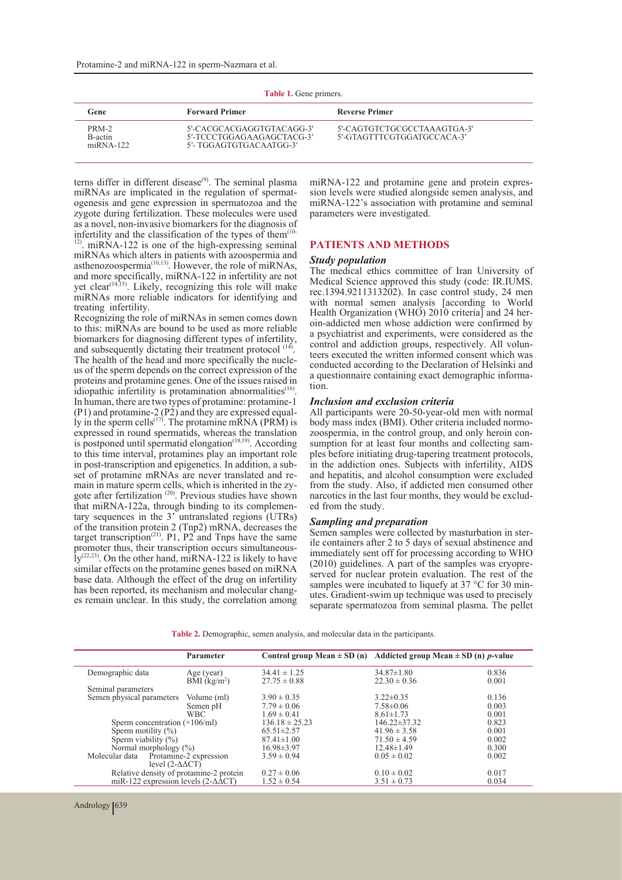**Table 1.** Gene primers.

| Gene | Forward Primer | Reverse Primer |
|---|---|---|
| PRM-2 | 5'-CACGCACGAGGTGTACAGG-3' | 5'-CAGTGTCTGCGCCTAAAGTGA-3' |
| B-actin | 5′-TCCCTGGAGAAGAGCTACG-3′ | 5′-GTAGTTTCGTGGATGCCACA-3′ |
| miRNA-122 | 5′- TGGAGTGTGACAATGG-3′ | |

terns differ in different disease[9]. The seminal plasma miRNAs are implicated in the regulation of spermatogenesis and gene expression in spermatozoa and the zygote during fertilization. These molecules were used as a novel, non-invasive biomarkers for the diagnosis of infertility and the classification of the types of them[10-12]. miRNA-122 is one of the high-expressing seminal miRNAs which alters in patients with azoospermia and asthenozoospermia[10,13]. However, the role of miRNAs, and more specifically, miRNA-122 in infertility are not yet clear[14,15]. Likely, recognizing this role will make miRNAs more reliable indicators for identifying and treating infertility.

Recognizing the role of miRNAs in semen comes down to this: miRNAs are bound to be used as more reliable biomarkers for diagnosing different types of infertility, and subsequently dictating their treatment protocol [14].

The health of the head and more specifically the nucleus of the sperm depends on the correct expression of the proteins and protamine genes. One of the issues raised in idiopathic infertility is protamination abnormalities[16]. In human, there are two types of protamine: protamine-1 (P1) and protamine-2 (P2) and they are expressed equally in the sperm cells[17]. The protamine mRNA (PRM) is expressed in round spermatids, whereas the translation is postponed until spermatid elongation[18,19]. According to this time interval, protamines play an important role in post-transcription and epigenetics. In addition, a subset of protamine mRNAs are never translated and remain in mature sperm cells, which is inherited in the zygote after fertilization [20]. Previous studies have shown that miRNA-122a, through binding to its complementary sequences in the 3' untranslated regions (UTRs) of the transition protein 2 (Tnp2) mRNA, decreases the target transcription[21]. P1, P2 and Tnps have the same promoter thus, their transcription occurs simultaneously[22,23]. On the other hand, miRNA-122 is likely to have similar effects on the protamine genes based on miRNA base data. Although the effect of the drug on infertility has been reported, its mechanism and molecular changes remain unclear. In this study, the correlation among miRNA-122 and protamine gene and protein expression levels were studied alongside semen analysis, and miRNA-122's association with protamine and seminal parameters were investigated.

## PATIENTS AND METHODS

### Study population

The medical ethics committee of Iran University of Medical Science approved this study (code: IR.IUMS.rec.1394.9211313202). In case control study, 24 men with normal semen analysis [according to World Health Organization (WHO) 2010 criteria] and 24 heroin-addicted men whose addiction were confirmed by a psychiatrist and experiments, were considered as the control and addiction groups, respectively. All volunteers executed the written informed consent which was conducted according to the Declaration of Helsinki and a questionnaire containing exact demographic information.

### Inclusion and exclusion criteria

All participants were 20-50-year-old men with normal body mass index (BMI). Other criteria included normozoospermia, in the control group, and only heroin consumption for at least four months and collecting samples before initiating drug-tapering treatment protocols, in the addiction ones. Subjects with infertility, AIDS and hepatitis, and alcohol consumption were excluded from the study. Also, if addicted men consumed other narcotics in the last four months, they would be excluded from the study.

### Sampling and preparation

Semen samples were collected by masturbation in sterile containers after 2 to 5 days of sexual abstinence and immediately sent off for processing according to WHO (2010) guidelines. A part of the samples was cryopreserved for nuclear protein evaluation. The rest of the samples were incubated to liquefy at 37 °C for 30 minutes. Gradient-swim up technique was used to precisely separate spermatozoa from seminal plasma. The pellet

**Table 2.** Demographic, semen analysis, and molecular data in the participants.

| | Parameter | Control group Mean ± SD (n) | Addicted group Mean ± SD (n) | *p*-value |
|---|---|---|---|---|
| Demographic data | Age (year) | 34.41 ± 1.25 | 34.87±1.80 | 0.836 |
| | BMI (kg/m²) | 27.75 ± 0.88 | 22.30 ± 0.36 | 0.001 |
| Seminal parameters | | | | |
| Semen physical parameters | Volume (ml) | 3.90 ± 0.35 | 3.22±0.35 | 0.136 |
| | Semen pH | 7.79 ± 0.06 | 7.58±0.06 | 0.003 |
| | WBC | 1.69 ± 0.41 | 8.61±1.73 | 0.001 |
| Sperm concentration (×106/ml) | | 136.18 ± 25.23 | 146.22±37.32 | 0.823 |
| Sperm motility (%) | | 65.51±2.57 | 41.96 ± 3.58 | 0.001 |
| Sperm viability (%) | | 87.41±1.00 | 71.50 ± 4.59 | 0.002 |
| Normal morphology (%) | | 16.98±3.97 | 12.48±1.49 | 0.300 |
| Molecular data | Protamine-2 expression level (2-ΔΔCT) | 3.59 ± 0.94 | 0.05 ± 0.02 | 0.002 |
| Relative density of protamine-2 protein | | 0.27 ± 0.06 | 0.10 ± 0.02 | 0.017 |
| miR-122 expression levels (2-ΔΔCT) | | 1.52 ± 0.54 | 3.51 ± 0.73 | 0.034 |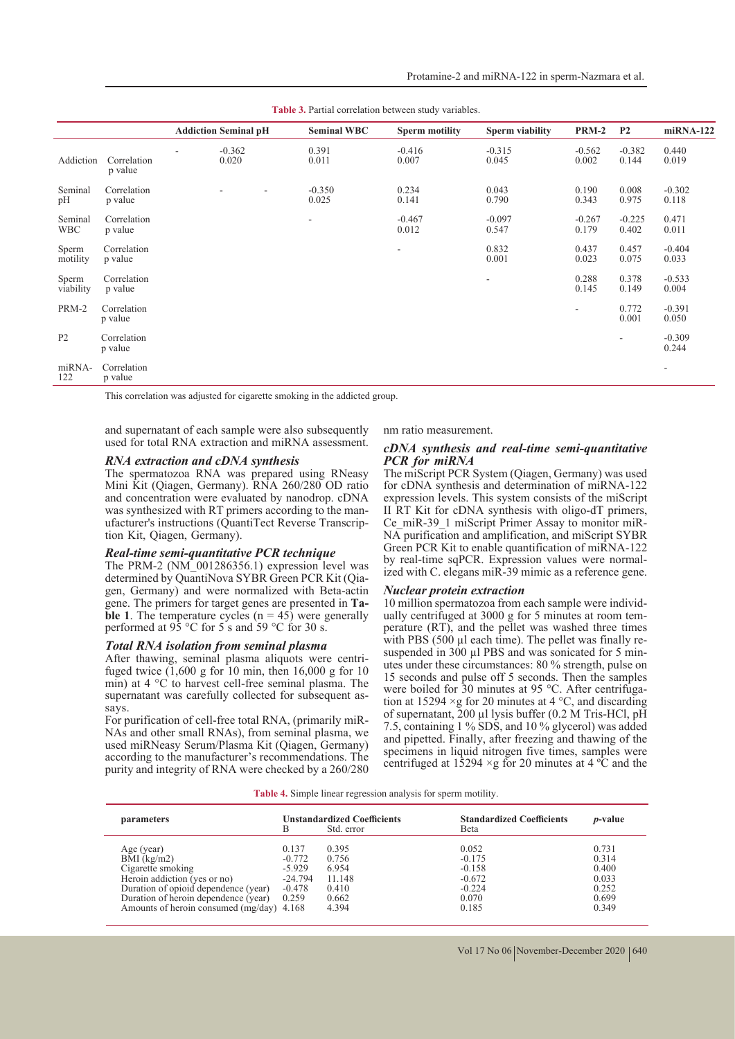**Table 3.** Partial correlation between study variables.

| | | Addiction | Seminal pH | Seminal WBC | Sperm motility | Sperm viability | PRM-2 | P2 | miRNA-122 |
|---|---|---|---|---|---|---|---|---|---|
| Addiction | Correlation<br>p value | - | -0.362<br>0.020 | 0.391<br>0.011 | -0.416<br>0.007 | -0.315<br>0.045 | -0.562<br>0.002 | -0.382<br>0.144 | 0.440<br>0.019 |
| Seminal pH | Correlation<br>p value | | - | -0.350<br>0.025 | 0.234<br>0.141 | 0.043<br>0.790 | 0.190<br>0.343 | 0.008<br>0.975 | -0.302<br>0.118 |
| Seminal WBC | Correlation<br>p value | | | - | -0.467<br>0.012 | -0.097<br>0.547 | -0.267<br>0.179 | -0.225<br>0.402 | 0.471<br>0.011 |
| Sperm motility | Correlation<br>p value | | | | - | 0.832<br>0.001 | 0.437<br>0.023 | 0.457<br>0.075 | -0.404<br>0.033 |
| Sperm viability | Correlation<br>p value | | | | | - | 0.288<br>0.145 | 0.378<br>0.149 | -0.533<br>0.004 |
| PRM-2 | Correlation<br>p value | | | | | | - | 0.772<br>0.001 | -0.391<br>0.050 |
| P2 | Correlation<br>p value | | | | | | | - | -0.309<br>0.244 |
| miRNA-122 | Correlation<br>p value | | | | | | | | - |

This correlation was adjusted for cigarette smoking in the addicted group.

and supernatant of each sample were also subsequently used for total RNA extraction and miRNA assessment.

### *RNA extraction and cDNA synthesis*

The spermatozoa RNA was prepared using RNeasy Mini Kit (Qiagen, Germany). RNA 260/280 OD ratio and concentration were evaluated by nanodrop. cDNA was synthesized with RT primers according to the manufacturer's instructions (QuantiTect Reverse Transcription Kit, Qiagen, Germany).

### *Real-time semi-quantitative PCR technique*

The PRM-2 (NM_001286356.1) expression level was determined by QuantiNova SYBR Green PCR Kit (Qiagen, Germany) and were normalized with Beta-actin gene. The primers for target genes are presented in **Table 1**. The temperature cycles ($n = 45$) were generally performed at 95 °C for 5 s and 59 °C for 30 s.

### *Total RNA isolation from seminal plasma*

After thawing, seminal plasma aliquots were centrifuged twice (1,600 g for 10 min, then 16,000 g for 10 min) at 4 °C to harvest cell-free seminal plasma. The supernatant was carefully collected for subsequent assays.

For purification of cell-free total RNA, (primarily miRNAs and other small RNAs), from seminal plasma, we used miRNeasy Serum/Plasma Kit (Qiagen, Germany) according to the manufacturer's recommendations. The purity and integrity of RNA were checked by a 260/280 nm ratio measurement.

### *cDNA synthesis and real-time semi-quantitative PCR for miRNA*

The miScript PCR System (Qiagen, Germany) was used for cDNA synthesis and determination of miRNA-122 expression levels. This system consists of the miScript II RT Kit for cDNA synthesis with oligo-dT primers, Ce_miR-39_1 miScript Primer Assay to monitor miRNA purification and amplification, and miScript SYBR Green PCR Kit to enable quantification of miRNA-122 by real-time sqPCR. Expression values were normalized with C. elegans miR-39 mimic as a reference gene.

### *Nuclear protein extraction*

10 million spermatozoa from each sample were individually centrifuged at 3000 g for 5 minutes at room temperature (RT), and the pellet was washed three times with PBS (500 µl each time). The pellet was finally resuspended in 300 µl PBS and was sonicated for 5 minutes under these circumstances: 80 % strength, pulse on 15 seconds and pulse off 5 seconds. Then the samples were boiled for 30 minutes at 95 °C. After centrifugation at 15294 ×g for 20 minutes at 4 °C, and discarding of supernatant, 200 µl lysis buffer (0.2 M Tris-HCl, pH 7.5, containing 1 % SDS, and 10 % glycerol) was added and pipetted. Finally, after freezing and thawing of the specimens in liquid nitrogen five times, samples were centrifuged at 15294 ×g for 20 minutes at 4 ºC and the

**Table 4.** Simple linear regression analysis for sperm motility.

| parameters | Unstandardized Coefficients B | Std. error | Standardized Coefficients Beta | *p*-value |
|---|---|---|---|---|
| Age (year) | 0.137 | 0.395 | 0.052 | 0.731 |
| BMI (kg/m2) | -0.772 | 0.756 | -0.175 | 0.314 |
| Cigarette smoking | -5.929 | 6.954 | -0.158 | 0.400 |
| Heroin addiction (yes or no) | -24.794 | 11.148 | -0.672 | 0.033 |
| Duration of opioid dependence (year) | -0.478 | 0.410 | -0.224 | 0.252 |
| Duration of heroin dependence (year) | 0.259 | 0.662 | 0.070 | 0.699 |
| Amounts of heroin consumed (mg/day) | 4.168 | 4.394 | 0.185 | 0.349 |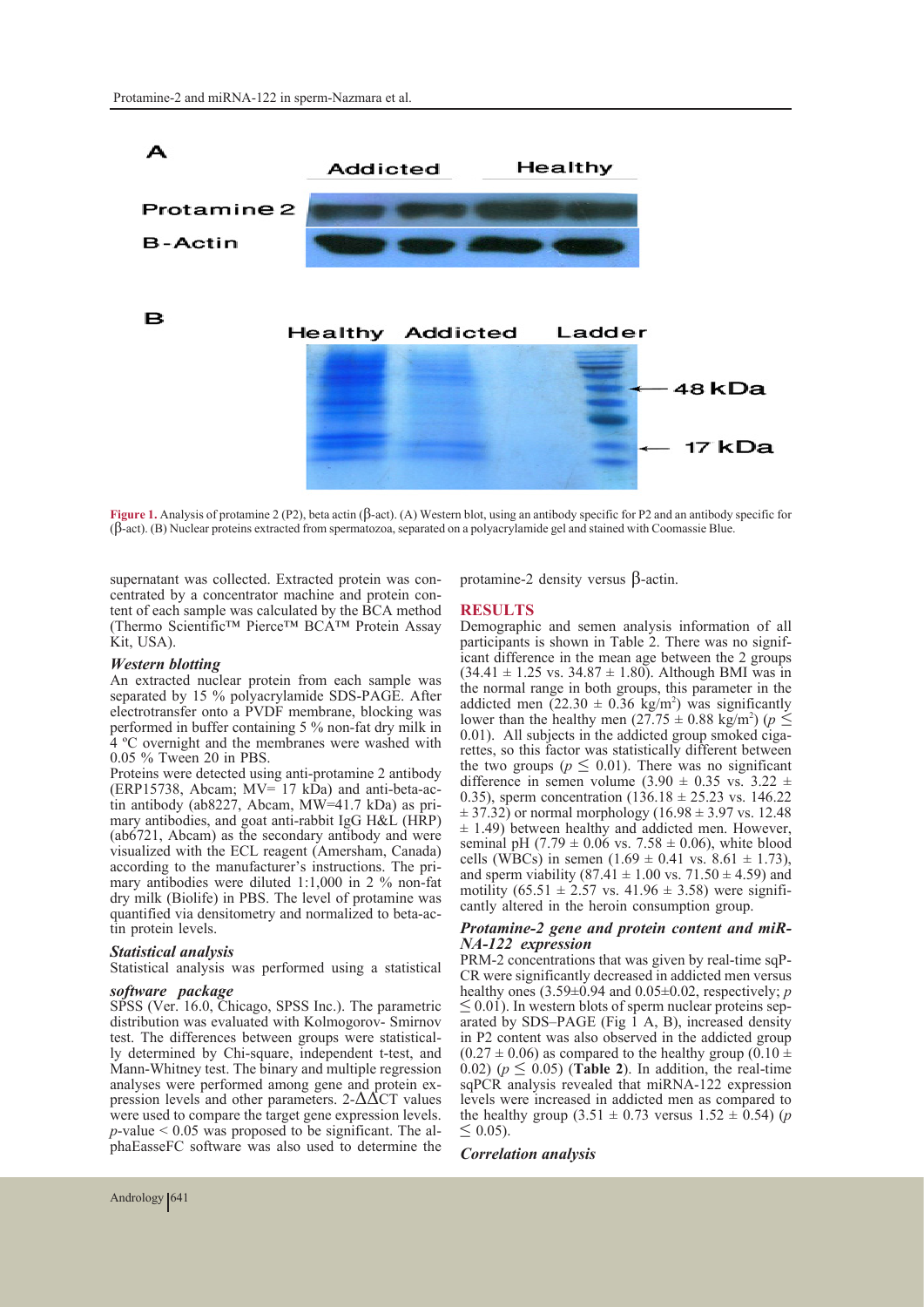Figure 1. Analysis of protamine 2 (P2), beta actin (β-act). (A) Western blot, using an antibody specific for P2 and an antibody specific for (β-act). (B) Nuclear proteins extracted from spermatozoa, separated on a polyacrylamide gel and stained with Coomassie Blue.

supernatant was collected. Extracted protein was concentrated by a concentrator machine and protein content of each sample was calculated by the BCA method (Thermo Scientific™ Pierce™ BCA™ Protein Assay Kit, USA).

### *Western blotting*

An extracted nuclear protein from each sample was separated by 15 % polyacrylamide SDS-PAGE. After electrotransfer onto a PVDF membrane, blocking was performed in buffer containing 5 % non-fat dry milk in 4 ºC overnight and the membranes were washed with 0.05 % Tween 20 in PBS.

Proteins were detected using anti-protamine 2 antibody (ERP15738, Abcam; MV= 17 kDa) and anti-beta-actin antibody (ab8227, Abcam, MW=41.7 kDa) as primary antibodies, and goat anti-rabbit IgG H&L (HRP) (ab6721, Abcam) as the secondary antibody and were visualized with the ECL reagent (Amersham, Canada) according to the manufacturer's instructions. The primary antibodies were diluted 1:1,000 in 2 % non-fat dry milk (Biolife) in PBS. The level of protamine was quantified via densitometry and normalized to beta-actin protein levels.

### *Statistical analysis*

Statistical analysis was performed using a statistical

### *software package*

SPSS (Ver. 16.0, Chicago, SPSS Inc.). The parametric distribution was evaluated with Kolmogorov- Smirnov test. The differences between groups were statistically determined by Chi-square, independent t-test, and Mann-Whitney test. The binary and multiple regression analyses were performed among gene and protein expression levels and other parameters. 2-ΔΔCT values were used to compare the target gene expression levels. $p$-value < 0.05 was proposed to be significant. The alphaEasseFC software was also used to determine the protamine-2 density versus β-actin.

## RESULTS

Demographic and semen analysis information of all participants is shown in Table 2. There was no significant difference in the mean age between the 2 groups (34.41 ± 1.25 vs. 34.87 ± 1.80). Although BMI was in the normal range in both groups, this parameter in the addicted men (22.30 ± 0.36 kg/m$^2$) was significantly lower than the healthy men (27.75 ± 0.88 kg/m$^2$) ($p \leq 0.01$). All subjects in the addicted group smoked cigarettes, so this factor was statistically different between the two groups ($p \leq 0.01$). There was no significant difference in semen volume (3.90 ± 0.35 vs. 3.22 ± 0.35), sperm concentration (136.18 ± 25.23 vs. 146.22 ± 37.32) or normal morphology (16.98 ± 3.97 vs. 12.48 ± 1.49) between healthy and addicted men. However, seminal pH (7.79 ± 0.06 vs. 7.58 ± 0.06), white blood cells (WBCs) in semen (1.69 ± 0.41 vs. 8.61 ± 1.73), and sperm viability (87.41 ± 1.00 vs. 71.50 ± 4.59) and motility (65.51 ± 2.57 vs. 41.96 ± 3.58) were significantly altered in the heroin consumption group.

### *Protamine-2 gene and protein content and miRNA-122 expression*

PRM-2 concentrations that was given by real-time sqPCR were significantly decreased in addicted men versus healthy ones (3.59±0.94 and 0.05±0.02, respectively; $p \leq 0.01$). In western blots of sperm nuclear proteins separated by SDS–PAGE (Fig 1 A, B), increased density in P2 content was also observed in the addicted group (0.27 ± 0.06) as compared to the healthy group (0.10 ± 0.02) ($p \leq 0.05$) (**Table 2**). In addition, the real-time sqPCR analysis revealed that miRNA-122 expression levels were increased in addicted men as compared to the healthy group (3.51 ± 0.73 versus 1.52 ± 0.54) ($p \leq 0.05$).

### *Correlation analysis*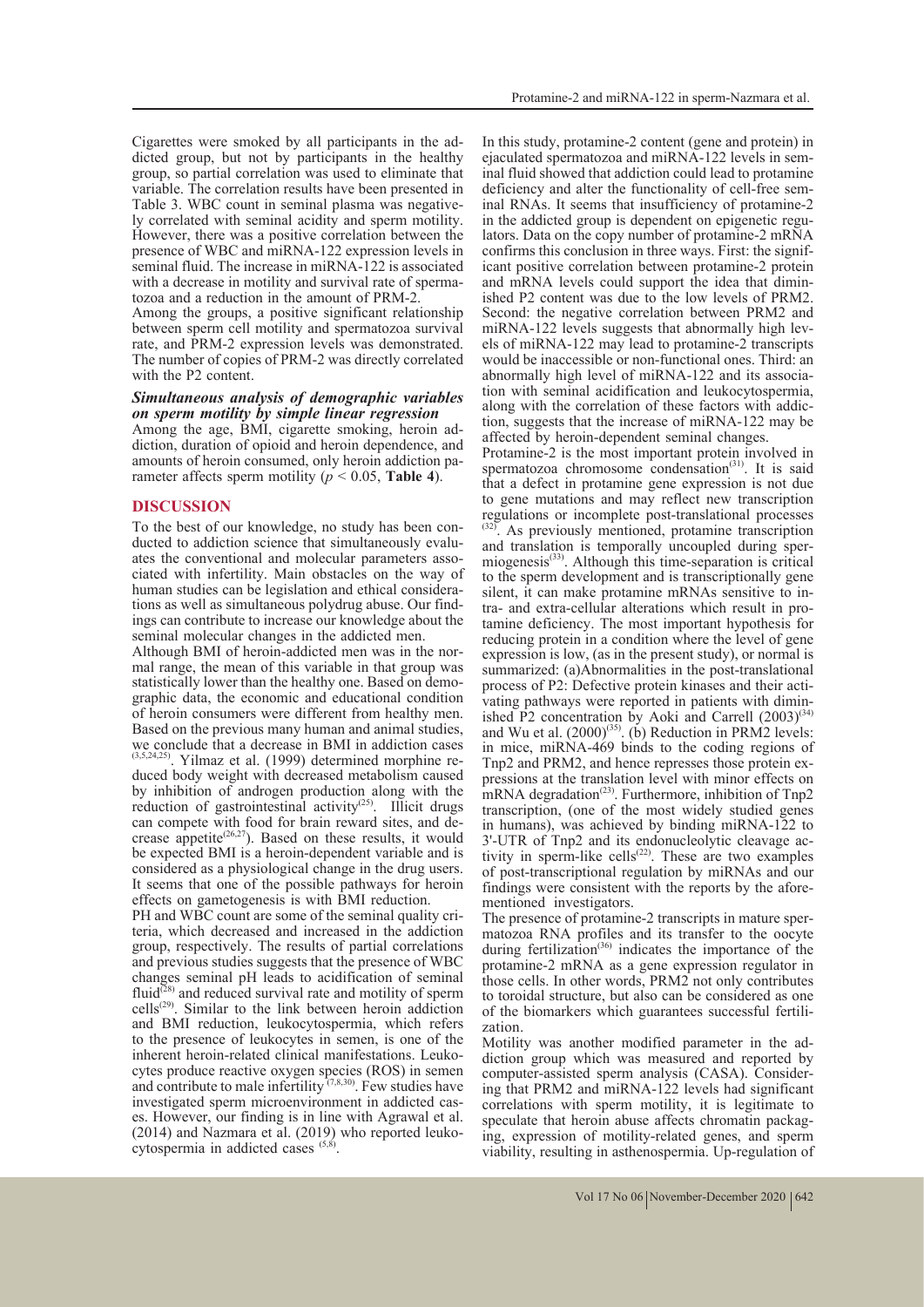Cigarettes were smoked by all participants in the addicted group, but not by participants in the healthy group, so partial correlation was used to eliminate that variable. The correlation results have been presented in Table 3. WBC count in seminal plasma was negatively correlated with seminal acidity and sperm motility. However, there was a positive correlation between the presence of WBC and miRNA-122 expression levels in seminal fluid. The increase in miRNA-122 is associated with a decrease in motility and survival rate of spermatozoa and a reduction in the amount of PRM-2.

Among the groups, a positive significant relationship between sperm cell motility and spermatozoa survival rate, and PRM-2 expression levels was demonstrated. The number of copies of PRM-2 was directly correlated with the P2 content.

### *Simultaneous analysis of demographic variables on sperm motility by simple linear regression*

Among the age, BMI, cigarette smoking, heroin addiction, duration of opioid and heroin dependence, and amounts of heroin consumed, only heroin addiction parameter affects sperm motility ($p < 0.05$, **Table 4**).

## DISCUSSION

To the best of our knowledge, no study has been conducted to addiction science that simultaneously evaluates the conventional and molecular parameters associated with infertility. Main obstacles on the way of human studies can be legislation and ethical considerations as well as simultaneous polydrug abuse. Our findings can contribute to increase our knowledge about the seminal molecular changes in the addicted men.

Although BMI of heroin-addicted men was in the normal range, the mean of this variable in that group was statistically lower than the healthy one. Based on demographic data, the economic and educational condition of heroin consumers were different from healthy men. Based on the previous many human and animal studies, we conclude that a decrease in BMI in addiction cases [3,5,24,25]. Yilmaz et al. (1999) determined morphine reduced body weight with decreased metabolism caused by inhibition of androgen production along with the reduction of gastrointestinal activity[25]. Illicit drugs can compete with food for brain reward sites, and decrease appetite[26,27]). Based on these results, it would be expected BMI is a heroin-dependent variable and is considered as a physiological change in the drug users. It seems that one of the possible pathways for heroin effects on gametogenesis is with BMI reduction.

PH and WBC count are some of the seminal quality criteria, which decreased and increased in the addiction group, respectively. The results of partial correlations and previous studies suggests that the presence of WBC changes seminal pH leads to acidification of seminal fluid[28] and reduced survival rate and motility of sperm cells[29]. Similar to the link between heroin addiction and BMI reduction, leukocytospermia, which refers to the presence of leukocytes in semen, is one of the inherent heroin-related clinical manifestations. Leukocytes produce reactive oxygen species (ROS) in semen and contribute to male infertility [7,8,30]. Few studies have investigated sperm microenvironment in addicted cases. However, our finding is in line with Agrawal et al. (2014) and Nazmara et al. (2019) who reported leukocytospermia in addicted cases [5,8].

In this study, protamine-2 content (gene and protein) in ejaculated spermatozoa and miRNA-122 levels in seminal fluid showed that addiction could lead to protamine deficiency and alter the functionality of cell-free seminal RNAs. It seems that insufficiency of protamine-2 in the addicted group is dependent on epigenetic regulators. Data on the copy number of protamine-2 mRNA confirms this conclusion in three ways. First: the significant positive correlation between protamine-2 protein and mRNA levels could support the idea that diminished P2 content was due to the low levels of PRM2. Second: the negative correlation between PRM2 and miRNA-122 levels suggests that abnormally high levels of miRNA-122 may lead to protamine-2 transcripts would be inaccessible or non-functional ones. Third: an abnormally high level of miRNA-122 and its association with seminal acidification and leukocytospermia, along with the correlation of these factors with addiction, suggests that the increase of miRNA-122 may be affected by heroin-dependent seminal changes.

Protamine-2 is the most important protein involved in spermatozoa chromosome condensation[31]. It is said that a defect in protamine gene expression is not due to gene mutations and may reflect new transcription regulations or incomplete post-translational processes [32]. As previously mentioned, protamine transcription and translation is temporally uncoupled during spermiogenesis[33]. Although this time-separation is critical to the sperm development and is transcriptionally gene silent, it can make protamine mRNAs sensitive to intra- and extra-cellular alterations which result in protamine deficiency. The most important hypothesis for reducing protein in a condition where the level of gene expression is low, (as in the present study), or normal is summarized: (a)Abnormalities in the post-translational process of P2: Defective protein kinases and their activating pathways were reported in patients with diminished P2 concentration by Aoki and Carrell (2003)[34] and Wu et al. (2000)[35]. (b) Reduction in PRM2 levels: in mice, miRNA-469 binds to the coding regions of Tnp2 and PRM2, and hence represses those protein expressions at the translation level with minor effects on mRNA degradation[23]. Furthermore, inhibition of Tnp2 transcription, (one of the most widely studied genes in humans), was achieved by binding miRNA-122 to 3'-UTR of Tnp2 and its endonucleolytic cleavage activity in sperm-like cells[22]. These are two examples of post-transcriptional regulation by miRNAs and our findings were consistent with the reports by the aforementioned investigators.

The presence of protamine-2 transcripts in mature spermatozoa RNA profiles and its transfer to the oocyte during fertilization[36] indicates the importance of the protamine-2 mRNA as a gene expression regulator in those cells. In other words, PRM2 not only contributes to toroidal structure, but also can be considered as one of the biomarkers which guarantees successful fertilization.

Motility was another modified parameter in the addiction group which was measured and reported by computer-assisted sperm analysis (CASA). Considering that PRM2 and miRNA-122 levels had significant correlations with sperm motility, it is legitimate to speculate that heroin abuse affects chromatin packaging, expression of motility-related genes, and sperm viability, resulting in asthenospermia. Up-regulation of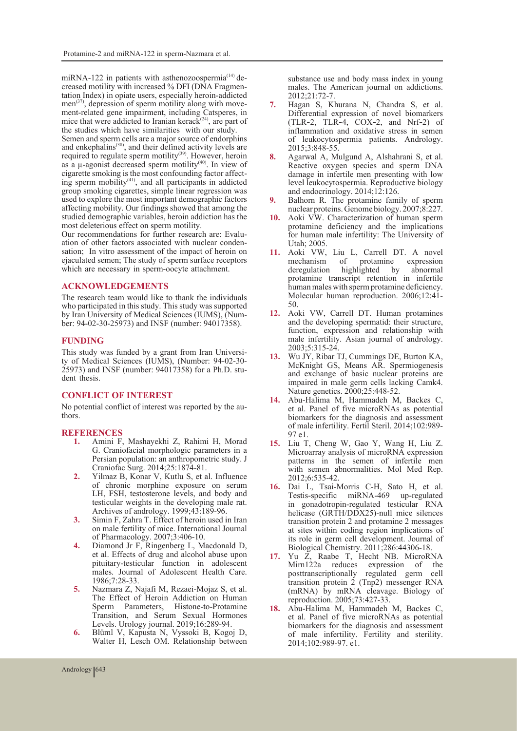miRNA-122 in patients with asthenozoospermia[14] decreased motility with increased % DFI (DNA Fragmentation Index) in opiate users, especially heroin-addicted men[37], depression of sperm motility along with movement-related gene impairment, including Catsperes, in mice that were addicted to Iranian kerack[24], are part of the studies which have similarities with our study.

Semen and sperm cells are a major source of endorphins and enkephalins[38], and their defined activity levels are required to regulate sperm motility[39]. However, heroin as a µ-agonist decreased sperm motility[40]. In view of cigarette smoking is the most confounding factor affecting sperm mobility[41], and all participants in addicted group smoking cigarettes, simple linear regression was used to explore the most important demographic factors affecting mobility. Our findings showed that among the studied demographic variables, heroin addiction has the most deleterious effect on sperm motility.

Our recommendations for further research are: Evaluation of other factors associated with nuclear condensation; In vitro assessment of the impact of heroin on ejaculated semen; The study of sperm surface receptors which are necessary in sperm-oocyte attachment.

## ACKNOWLEDGEMENTS

The research team would like to thank the individuals who participated in this study. This study was supported by Iran University of Medical Sciences (IUMS), (Number: 94-02-30-25973) and INSF (number: 94017358).

## FUNDING

This study was funded by a grant from Iran University of Medical Sciences (IUMS), (Number: 94-02-30-25973) and INSF (number: 94017358) for a Ph.D. student thesis.

## CONFLICT OF INTEREST

No potential conflict of interest was reported by the authors.

## REFERENCES

1. Amini F, Mashayekhi Z, Rahimi H, Morad G. Craniofacial morphologic parameters in a Persian population: an anthropometric study. J Craniofac Surg. 2014;25:1874-81.
2. Yilmaz B, Konar V, Kutlu S, et al. Influence of chronic morphine exposure on serum LH, FSH, testosterone levels, and body and testicular weights in the developing male rat. Archives of andrology. 1999;43:189-96.
3. Simin F, Zahra T. Effect of heroin used in Iran on male fertility of mice. International Journal of Pharmacology. 2007;3:406-10.
4. Diamond Jr F, Ringenberg L, Macdonald D, et al. Effects of drug and alcohol abuse upon pituitary-testicular function in adolescent males. Journal of Adolescent Health Care. 1986;7:28-33.
5. Nazmara Z, Najafi M, Rezaei-Mojaz S, et al. The Effect of Heroin Addiction on Human Sperm Parameters, Histone-to-Protamine Transition, and Serum Sexual Hormones Levels. Urology journal. 2019;16:289-94.
6. Blüml V, Kapusta N, Vyssoki B, Kogoj D, Walter H, Lesch OM. Relationship between substance use and body mass index in young males. The American journal on addictions. 2012;21:72-7.
7. Hagan S, Khurana N, Chandra S, et al. Differential expression of novel biomarkers (TLR-2, TLR-4, COX-2, and Nrf-2) of inflammation and oxidative stress in semen of leukocytospermia patients. Andrology. 2015;3:848-55.
8. Agarwal A, Mulgund A, Alshahrani S, et al. Reactive oxygen species and sperm DNA damage in infertile men presenting with low level leukocytospermia. Reproductive biology and endocrinology. 2014;12:126.
9. Balhorn R. The protamine family of sperm nuclear proteins. Genome biology. 2007;8:227.
10. Aoki VW. Characterization of human sperm protamine deficiency and the implications for human male infertility: The University of Utah; 2005.
11. Aoki VW, Liu L, Carrell DT. A novel mechanism of protamine expression deregulation highlighted by abnormal protamine transcript retention in infertile human males with sperm protamine deficiency. Molecular human reproduction. 2006;12:41-50.
12. Aoki VW, Carrell DT. Human protamines and the developing spermatid: their structure, function, expression and relationship with male infertility. Asian journal of andrology. 2003;5:315-24.
13. Wu JY, Ribar TJ, Cummings DE, Burton KA, McKnight GS, Means AR. Spermiogenesis and exchange of basic nuclear proteins are impaired in male germ cells lacking Camk4. Nature genetics. 2000;25:448-52.
14. Abu-Halima M, Hammadeh M, Backes C, et al. Panel of five microRNAs as potential biomarkers for the diagnosis and assessment of male infertility. Fertil Steril. 2014;102:989-97 e1.
15. Liu T, Cheng W, Gao Y, Wang H, Liu Z. Microarray analysis of microRNA expression patterns in the semen of infertile men with semen abnormalities. Mol Med Rep. 2012;6:535-42.
16. Dai L, Tsai-Morris C-H, Sato H, et al. Testis-specific miRNA-469 up-regulated in gonadotropin-regulated testicular RNA helicase (GRTH/DDX25)-null mice silences transition protein 2 and protamine 2 messages at sites within coding region implications of its role in germ cell development. Journal of Biological Chemistry. 2011;286:44306-18.
17. Yu Z, Raabe T, Hecht NB. MicroRNA Mirn122a reduces expression of the posttranscriptionally regulated germ cell transition protein 2 (Tnp2) messenger RNA (mRNA) by mRNA cleavage. Biology of reproduction. 2005;73:427-33.
18. Abu-Halima M, Hammadeh M, Backes C, et al. Panel of five microRNAs as potential biomarkers for the diagnosis and assessment of male infertility. Fertility and sterility. 2014;102:989-97. e1.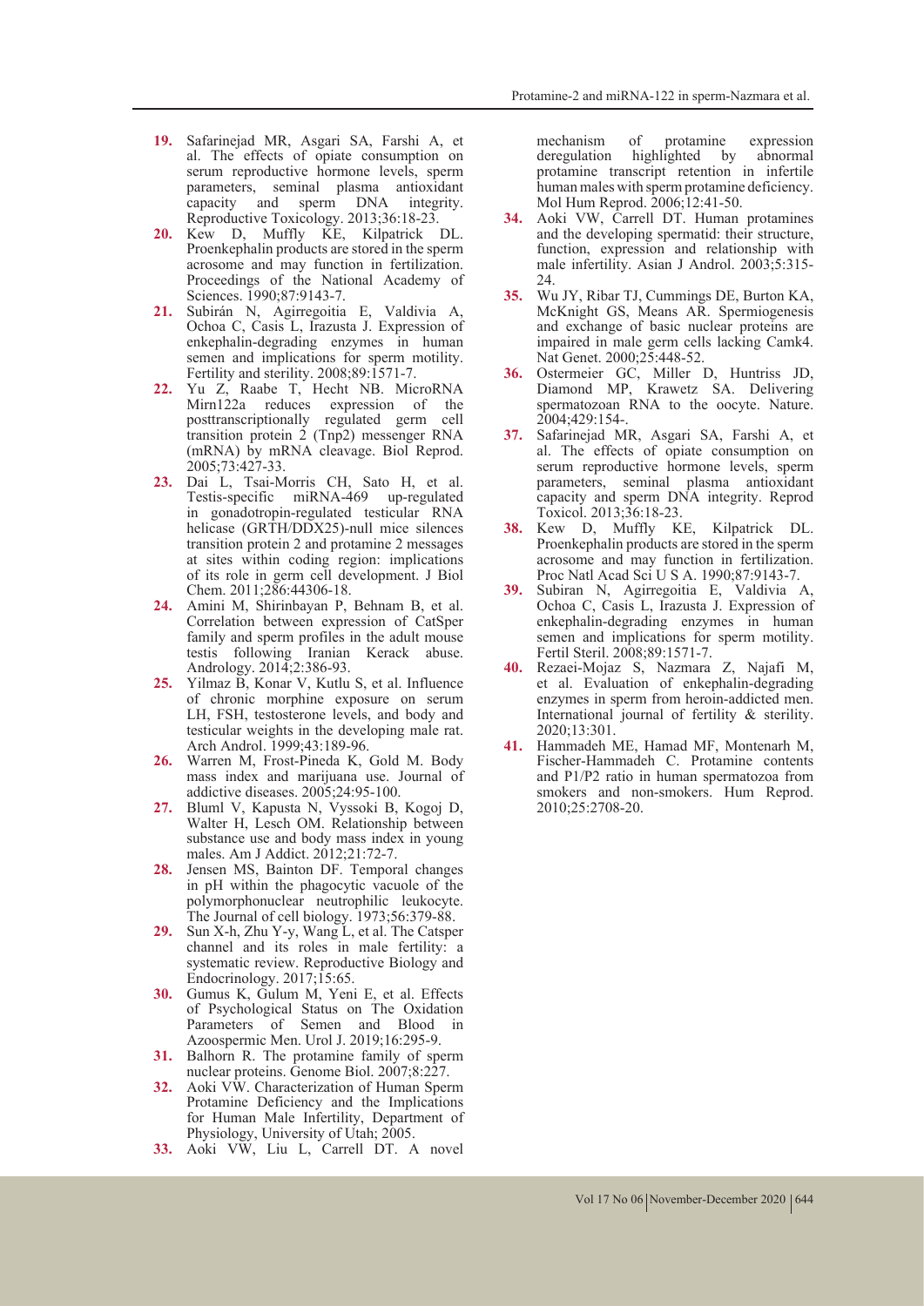19. Safarinejad MR, Asgari SA, Farshi A, et al. The effects of opiate consumption on serum reproductive hormone levels, sperm parameters, seminal plasma antioxidant capacity and sperm DNA integrity. Reproductive Toxicology. 2013;36:18-23.
20. Kew D, Muffly KE, Kilpatrick DL. Proenkephalin products are stored in the sperm acrosome and may function in fertilization. Proceedings of the National Academy of Sciences. 1990;87:9143-7.
21. Subirán N, Agirregoitia E, Valdivia A, Ochoa C, Casis L, Irazusta J. Expression of enkephalin-degrading enzymes in human semen and implications for sperm motility. Fertility and sterility. 2008;89:1571-7.
22. Yu Z, Raabe T, Hecht NB. MicroRNA Mirn122a reduces expression of the posttranscriptionally regulated germ cell transition protein 2 (Tnp2) messenger RNA (mRNA) by mRNA cleavage. Biol Reprod. 2005;73:427-33.
23. Dai L, Tsai-Morris CH, Sato H, et al. Testis-specific miRNA-469 up-regulated in gonadotropin-regulated testicular RNA helicase (GRTH/DDX25)-null mice silences transition protein 2 and protamine 2 messages at sites within coding region: implications of its role in germ cell development. J Biol Chem. 2011;286:44306-18.
24. Amini M, Shirinbayan P, Behnam B, et al. Correlation between expression of CatSper family and sperm profiles in the adult mouse testis following Iranian Kerack abuse. Andrology. 2014;2:386-93.
25. Yilmaz B, Konar V, Kutlu S, et al. Influence of chronic morphine exposure on serum LH, FSH, testosterone levels, and body and testicular weights in the developing male rat. Arch Androl. 1999;43:189-96.
26. Warren M, Frost-Pineda K, Gold M. Body mass index and marijuana use. Journal of addictive diseases. 2005;24:95-100.
27. Bluml V, Kapusta N, Vyssoki B, Kogoj D, Walter H, Lesch OM. Relationship between substance use and body mass index in young males. Am J Addict. 2012;21:72-7.
28. Jensen MS, Bainton DF. Temporal changes in pH within the phagocytic vacuole of the polymorphonuclear neutrophilic leukocyte. The Journal of cell biology. 1973;56:379-88.
29. Sun X-h, Zhu Y-y, Wang L, et al. The Catsper channel and its roles in male fertility: a systematic review. Reproductive Biology and Endocrinology. 2017;15:65.
30. Gumus K, Gulum M, Yeni E, et al. Effects of Psychological Status on The Oxidation Parameters of Semen and Blood in Azoospermic Men. Urol J. 2019;16:295-9.
31. Balhorn R. The protamine family of sperm nuclear proteins. Genome Biol. 2007;8:227.
32. Aoki VW. Characterization of Human Sperm Protamine Deficiency and the Implications for Human Male Infertility, Department of Physiology, University of Utah; 2005.
33. Aoki VW, Liu L, Carrell DT. A novel mechanism of protamine expression deregulation highlighted by abnormal protamine transcript retention in infertile human males with sperm protamine deficiency. Mol Hum Reprod. 2006;12:41-50.
34. Aoki VW, Carrell DT. Human protamines and the developing spermatid: their structure, function, expression and relationship with male infertility. Asian J Androl. 2003;5:315-24.
35. Wu JY, Ribar TJ, Cummings DE, Burton KA, McKnight GS, Means AR. Spermiogenesis and exchange of basic nuclear proteins are impaired in male germ cells lacking Camk4. Nat Genet. 2000;25:448-52.
36. Ostermeier GC, Miller D, Huntriss JD, Diamond MP, Krawetz SA. Delivering spermatozoan RNA to the oocyte. Nature. 2004;429:154-.
37. Safarinejad MR, Asgari SA, Farshi A, et al. The effects of opiate consumption on serum reproductive hormone levels, sperm parameters, seminal plasma antioxidant capacity and sperm DNA integrity. Reprod Toxicol. 2013;36:18-23.
38. Kew D, Muffly KE, Kilpatrick DL. Proenkephalin products are stored in the sperm acrosome and may function in fertilization. Proc Natl Acad Sci U S A. 1990;87:9143-7.
39. Subiran N, Agirregoitia E, Valdivia A, Ochoa C, Casis L, Irazusta J. Expression of enkephalin-degrading enzymes in human semen and implications for sperm motility. Fertil Steril. 2008;89:1571-7.
40. Rezaei-Mojaz S, Nazmara Z, Najafi M, et al. Evaluation of enkephalin-degrading enzymes in sperm from heroin-addicted men. International journal of fertility & sterility. 2020;13:301.
41. Hammadeh ME, Hamad MF, Montenarh M, Fischer-Hammadeh C. Protamine contents and P1/P2 ratio in human spermatozoa from smokers and non-smokers. Hum Reprod. 2010;25:2708-20.